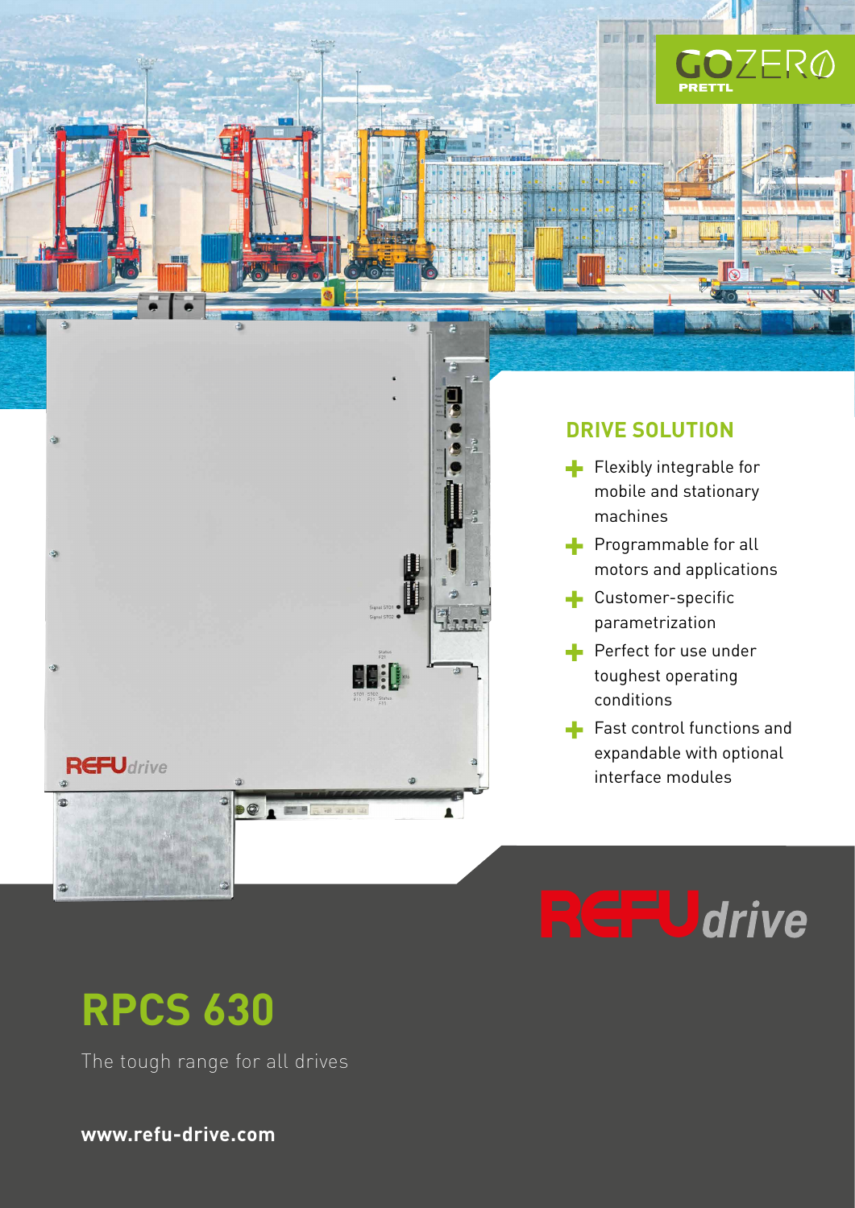GOZERO PRETTL

## DRIVE SOLUTION

- Flexibly integrable for mobile and stationary machines
- Programmable for all motors and applications
- Customer-specific parametrization
- Perfect for use under toughest operating conditions
- Fast control functions and expandable with optional interface modules

REFUdrive

# RPCS 630

The tough range for all drives

**www.refu-drive.com**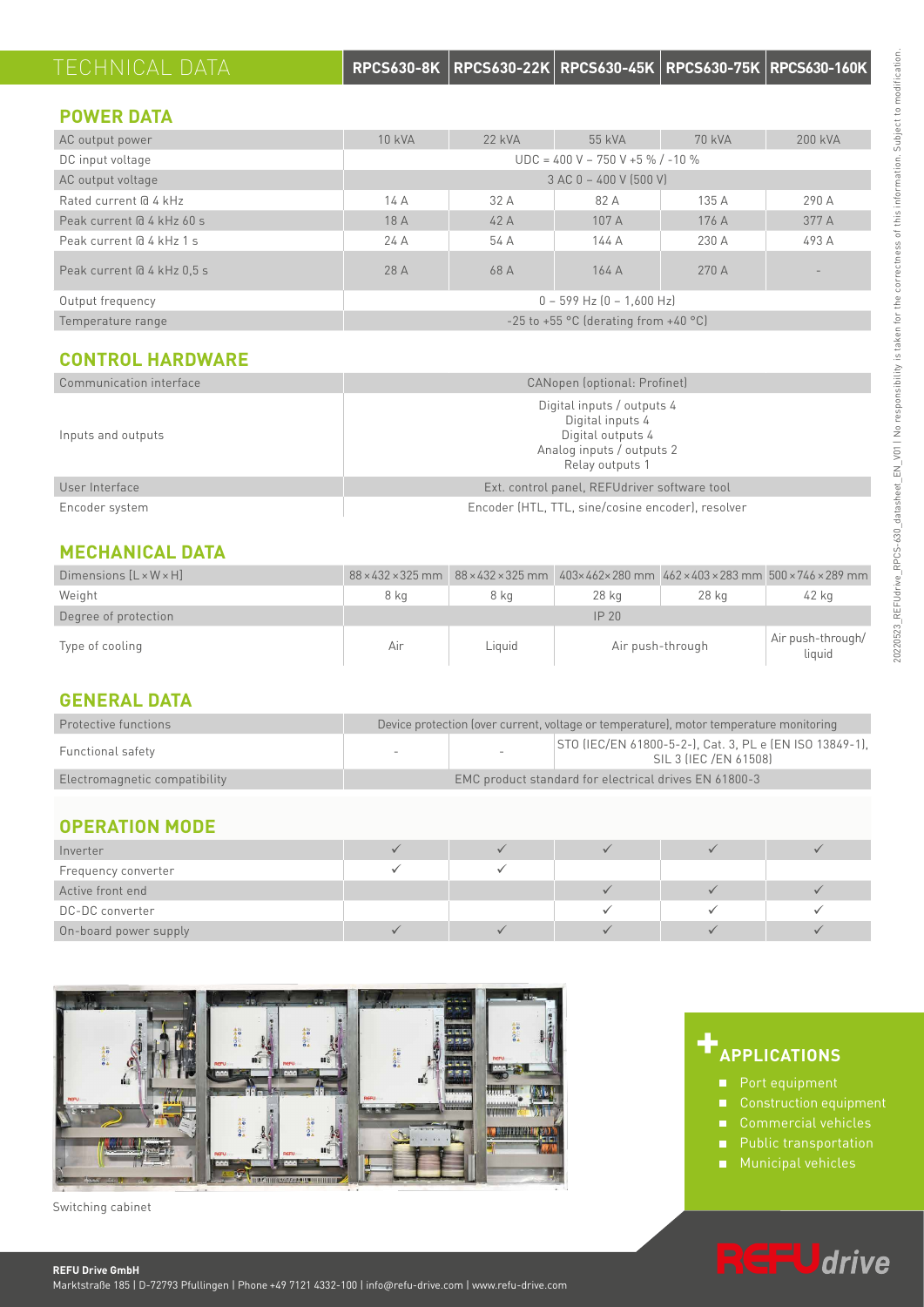# TECHNICAL DATA

## POWER DATA

| | RPCS630-8K | RPCS630-22K | RPCS630-45K | RPCS630-75K | RPCS630-160K |
|---|---|---|---|---|---|
| AC output power | 10 kVA | 22 kVA | 55 kVA | 70 kVA | 200 kVA |
| DC input voltage | UDC = 400 V – 750 V +5 % / -10 % | | | | |
| AC output voltage | 3 AC 0 – 400 V (500 V) | | | | |
| Rated current @ 4 kHz | 14 A | 32 A | 82 A | 135 A | 290 A |
| Peak current @ 4 kHz 60 s | 18 A | 42 A | 107 A | 176 A | 377 A |
| Peak current @ 4 kHz 1 s | 24 A | 54 A | 144 A | 230 A | 493 A |
| Peak current @ 4 kHz 0,5 s | 28 A | 68 A | 164 A | 270 A | - |
| Output frequency | 0 – 599 Hz (0 – 1,600 Hz) | | | | |
| Temperature range | -25 to +55 °C (derating from +40 °C) | | | | |

## CONTROL HARDWARE

| | |
|---|---|
| Communication interface | CANopen (optional: Profinet) |
| Inputs and outputs | Digital inputs / outputs 4<br>Digital inputs 4<br>Digital outputs 4<br>Analog inputs / outputs 2<br>Relay outputs 1 |
| User Interface | Ext. control panel, REFUdriver software tool |
| Encoder system | Encoder (HTL, TTL, sine/cosine encoder), resolver |

## MECHANICAL DATA

| | RPCS630-8K | RPCS630-22K | RPCS630-45K | RPCS630-75K | RPCS630-160K |
|---|---|---|---|---|---|
| Dimensions [L × W × H] | 88 × 432 × 325 mm | 88 × 432 × 325 mm | 403× 462× 280 mm | 462 × 403 × 283 mm | 500 × 746 × 289 mm |
| Weight | 8 kg | 8 kg | 28 kg | 28 kg | 42 kg |
| Degree of protection | IP 20 | | | | |
| Type of cooling | Air | Liquid | Air push-through | | Air push-through/ liquid |

## GENERAL DATA

| | RPCS630-8K | RPCS630-22K | RPCS630-45K | RPCS630-75K | RPCS630-160K |
|---|---|---|---|---|---|
| Protective functions | Device protection (over current, voltage or temperature), motor temperature monitoring | | | | |
| Functional safety | - | - | STO (IEC/EN 61800-5-2-), Cat. 3, PL e (EN ISO 13849-1), SIL 3 (IEC /EN 61508) | | |
| Electromagnetic compatibility | EMC product standard for electrical drives EN 61800-3 | | | | |

## OPERATION MODE

| | RPCS630-8K | RPCS630-22K | RPCS630-45K | RPCS630-75K | RPCS630-160K |
|---|---|---|---|---|---|
| Inverter | ✓ | ✓ | ✓ | ✓ | ✓ |
| Frequency converter | ✓ | ✓ | | | |
| Active front end | | | ✓ | ✓ | ✓ |
| DC-DC converter | | | ✓ | ✓ | ✓ |
| On-board power supply | ✓ | ✓ | ✓ | ✓ | ✓ |

Switching cabinet

## APPLICATIONS

- Port equipment
- Construction equipment
- Commercial vehicles
- Public transportation
- Municipal vehicles

REFUdrive

**REFU Drive GmbH**
Marktstraße 185 | D-72793 Pfullingen | Phone +49 7121 4332-100 | info@refu-drive.com | www.refu-drive.com

20220523_REFUdrive_RPCS-630_datasheet_EN_V01 | No responsibility is taken for the correctness of this information. Subject to modification.